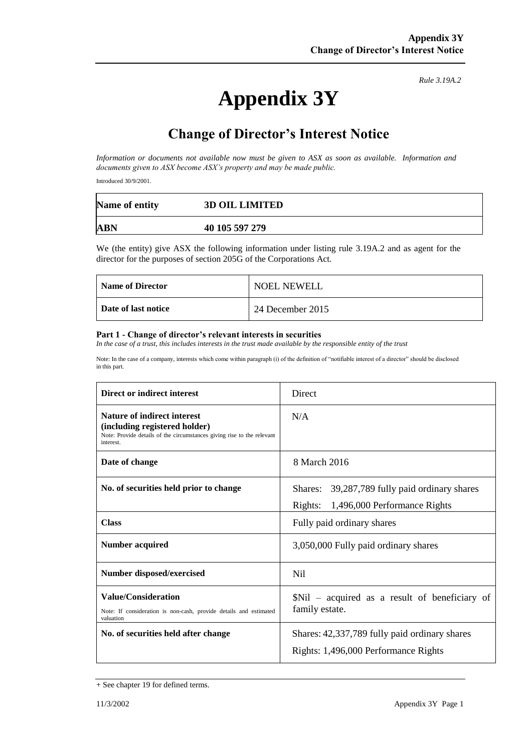*Rule 3.19A.2*

# Appendix 3Y

## Change of Director's Interest Notice

*Information or documents not available now must be given to ASX as soon as available. Information and documents given to ASX become ASX's property and may be made public.*

Introduced 30/9/2001.

| **Name of entity** | **3D OIL LIMITED** |
|---|---|
| **ABN** | **40 105 597 279** |

We (the entity) give ASX the following information under listing rule 3.19A.2 and as agent for the director for the purposes of section 205G of the Corporations Act.

| **Name of Director** | NOEL NEWELL |
|---|---|
| **Date of last notice** | 24 December 2015 |

**Part 1 - Change of director's relevant interests in securities**

*In the case of a trust, this includes interests in the trust made available by the responsible entity of the trust*

Note: In the case of a company, interests which come within paragraph (i) of the definition of "notifiable interest of a director" should be disclosed in this part.

| **Direct or indirect interest** | Direct |
|---|---|
| **Nature of indirect interest (including registered holder)**<br>Note: Provide details of the circumstances giving rise to the relevant interest. | N/A |
| **Date of change** | 8 March 2016 |
| **No. of securities held prior to change** | Shares: 39,287,789 fully paid ordinary shares<br>Rights: 1,496,000 Performance Rights |
| **Class** | Fully paid ordinary shares |
| **Number acquired** | 3,050,000 Fully paid ordinary shares |
| **Number disposed/exercised** | Nil |
| **Value/Consideration**<br>Note: If consideration is non-cash, provide details and estimated valuation | $Nil – acquired as a result of beneficiary of family estate. |
| **No. of securities held after change** | Shares: 42,337,789 fully paid ordinary shares<br>Rights: 1,496,000 Performance Rights |

+ See chapter 19 for defined terms.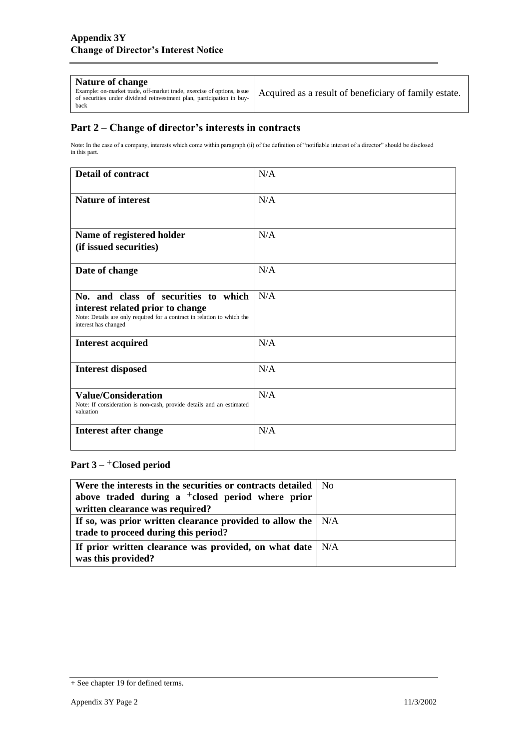| | |
|---|---|
| **Nature of change**<br>Example: on-market trade, off-market trade, exercise of options, issue of securities under dividend reinvestment plan, participation in buy-back | Acquired as a result of beneficiary of family estate. |

## Part 2 – Change of director's interests in contracts

Note: In the case of a company, interests which come within paragraph (ii) of the definition of "notifiable interest of a director" should be disclosed in this part.

| | |
|---|---|
| **Detail of contract** | N/A |
| **Nature of interest** | N/A |
| **Name of registered holder (if issued securities)** | N/A |
| **Date of change** | N/A |
| **No. and class of securities to which interest related prior to change**<br>Note: Details are only required for a contract in relation to which the interest has changed | N/A |
| **Interest acquired** | N/A |
| **Interest disposed** | N/A |
| **Value/Consideration**<br>Note: If consideration is non-cash, provide details and an estimated valuation | N/A |
| **Interest after change** | N/A |

## Part 3 – +Closed period

| | |
|---|---|
| **Were the interests in the securities or contracts detailed above traded during a +closed period where prior written clearance was required?** | No |
| **If so, was prior written clearance provided to allow the trade to proceed during this period?** | N/A |
| **If prior written clearance was provided, on what date was this provided?** | N/A |

+ See chapter 19 for defined terms.